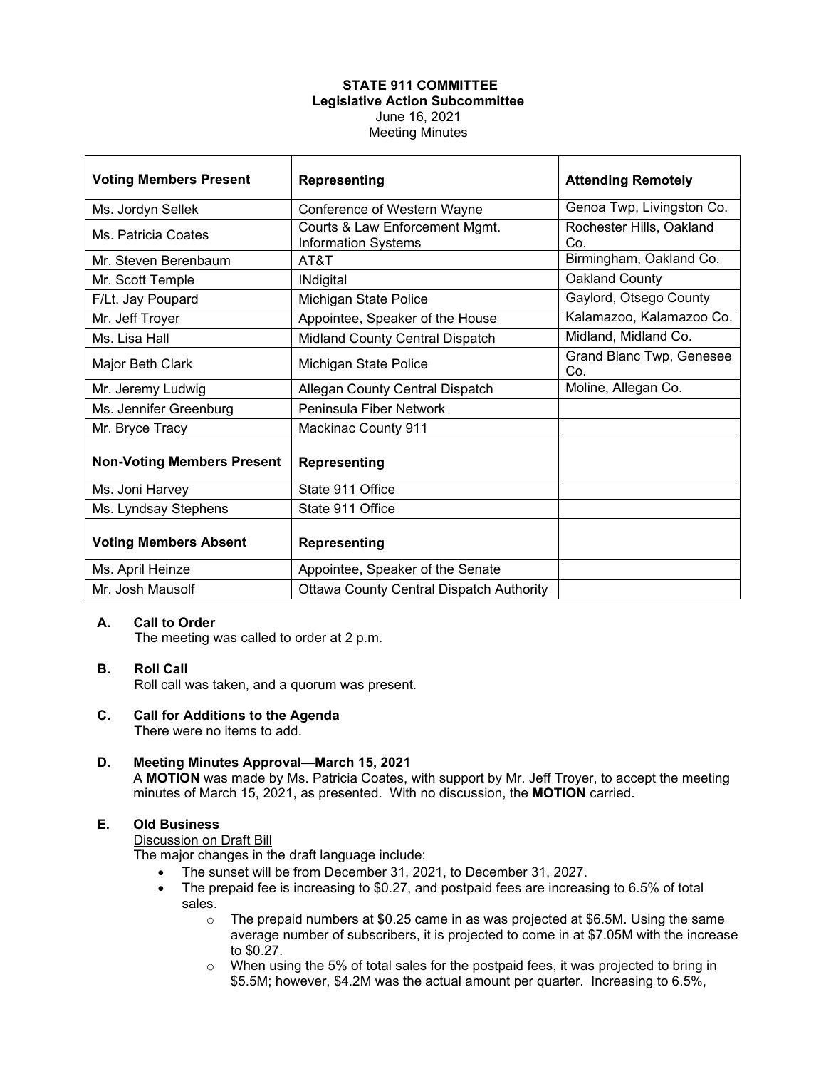**STATE 911 COMMITTEE**
**Legislative Action Subcommittee**
June 16, 2021
Meeting Minutes

| Voting Members Present | Representing | Attending Remotely |
|---|---|---|
| Ms. Jordyn Sellek | Conference of Western Wayne | Genoa Twp, Livingston Co. |
| Ms. Patricia Coates | Courts & Law Enforcement Mgmt. Information Systems | Rochester Hills, Oakland Co. |
| Mr. Steven Berenbaum | AT&T | Birmingham, Oakland Co. |
| Mr. Scott Temple | INdigital | Oakland County |
| F/Lt. Jay Poupard | Michigan State Police | Gaylord, Otsego County |
| Mr. Jeff Troyer | Appointee, Speaker of the House | Kalamazoo, Kalamazoo Co. |
| Ms. Lisa Hall | Midland County Central Dispatch | Midland, Midland Co. |
| Major Beth Clark | Michigan State Police | Grand Blanc Twp, Genesee Co. |
| Mr. Jeremy Ludwig | Allegan County Central Dispatch | Moline, Allegan Co. |
| Ms. Jennifer Greenburg | Peninsula Fiber Network | |
| Mr. Bryce Tracy | Mackinac County 911 | |
| **Non-Voting Members Present** | **Representing** | |
| Ms. Joni Harvey | State 911 Office | |
| Ms. Lyndsay Stephens | State 911 Office | |
| **Voting Members Absent** | **Representing** | |
| Ms. April Heinze | Appointee, Speaker of the Senate | |
| Mr. Josh Mausolf | Ottawa County Central Dispatch Authority | |

**A. Call to Order**
The meeting was called to order at 2 p.m.

**B. Roll Call**
Roll call was taken, and a quorum was present.

**C. Call for Additions to the Agenda**
There were no items to add.

**D. Meeting Minutes Approval—March 15, 2021**
A **MOTION** was made by Ms. Patricia Coates, with support by Mr. Jeff Troyer, to accept the meeting minutes of March 15, 2021, as presented. With no discussion, the **MOTION** carried.

**E. Old Business**
Discussion on Draft Bill
The major changes in the draft language include:

- The sunset will be from December 31, 2021, to December 31, 2027.
- The prepaid fee is increasing to $0.27, and postpaid fees are increasing to 6.5% of total sales.
  - The prepaid numbers at $0.25 came in as was projected at $6.5M. Using the same average number of subscribers, it is projected to come in at $7.05M with the increase to $0.27.
  - When using the 5% of total sales for the postpaid fees, it was projected to bring in $5.5M; however, $4.2M was the actual amount per quarter. Increasing to 6.5%,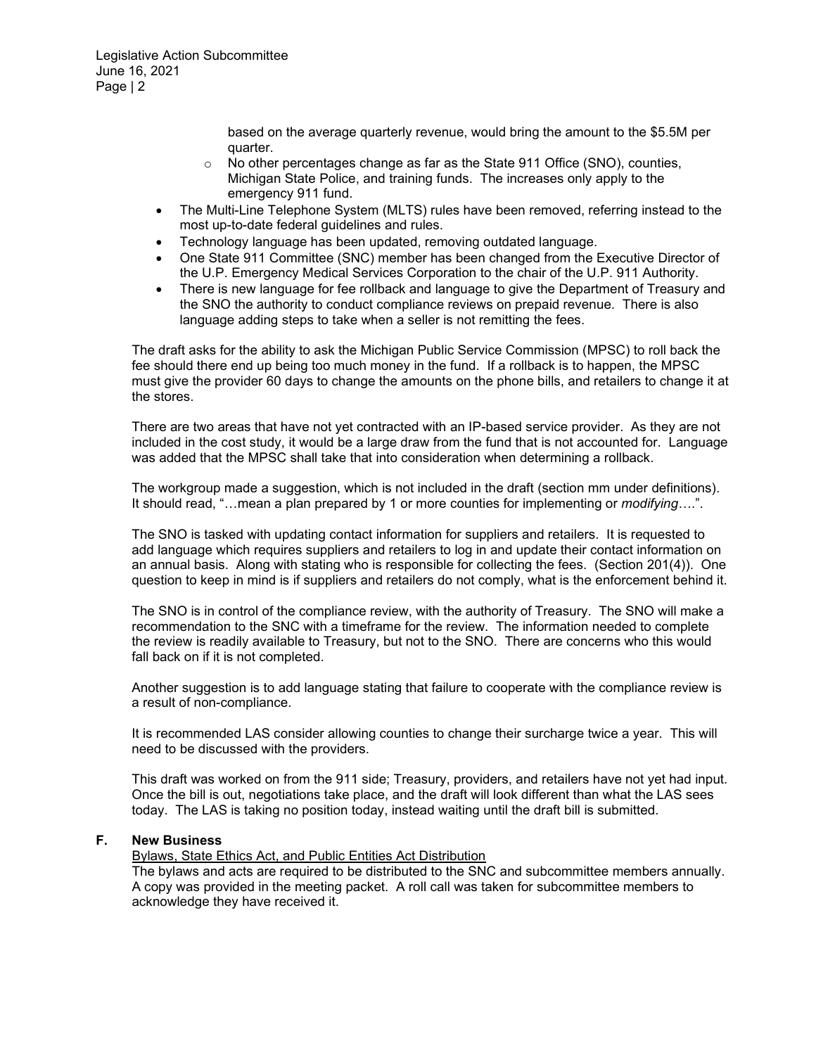based on the average quarterly revenue, would bring the amount to the $5.5M per quarter.
    - No other percentages change as far as the State 911 Office (SNO), counties, Michigan State Police, and training funds. The increases only apply to the emergency 911 fund.
- The Multi-Line Telephone System (MLTS) rules have been removed, referring instead to the most up-to-date federal guidelines and rules.
- Technology language has been updated, removing outdated language.
- One State 911 Committee (SNC) member has been changed from the Executive Director of the U.P. Emergency Medical Services Corporation to the chair of the U.P. 911 Authority.
- There is new language for fee rollback and language to give the Department of Treasury and the SNO the authority to conduct compliance reviews on prepaid revenue. There is also language adding steps to take when a seller is not remitting the fees.

The draft asks for the ability to ask the Michigan Public Service Commission (MPSC) to roll back the fee should there end up being too much money in the fund. If a rollback is to happen, the MPSC must give the provider 60 days to change the amounts on the phone bills, and retailers to change it at the stores.

There are two areas that have not yet contracted with an IP-based service provider. As they are not included in the cost study, it would be a large draw from the fund that is not accounted for. Language was added that the MPSC shall take that into consideration when determining a rollback.

The workgroup made a suggestion, which is not included in the draft (section mm under definitions). It should read, "…mean a plan prepared by 1 or more counties for implementing or *modifying*….".

The SNO is tasked with updating contact information for suppliers and retailers. It is requested to add language which requires suppliers and retailers to log in and update their contact information on an annual basis. Along with stating who is responsible for collecting the fees. (Section 201(4)). One question to keep in mind is if suppliers and retailers do not comply, what is the enforcement behind it.

The SNO is in control of the compliance review, with the authority of Treasury. The SNO will make a recommendation to the SNC with a timeframe for the review. The information needed to complete the review is readily available to Treasury, but not to the SNO. There are concerns who this would fall back on if it is not completed.

Another suggestion is to add language stating that failure to cooperate with the compliance review is a result of non-compliance.

It is recommended LAS consider allowing counties to change their surcharge twice a year. This will need to be discussed with the providers.

This draft was worked on from the 911 side; Treasury, providers, and retailers have not yet had input. Once the bill is out, negotiations take place, and the draft will look different than what the LAS sees today. The LAS is taking no position today, instead waiting until the draft bill is submitted.

## F. New Business

Bylaws, State Ethics Act, and Public Entities Act Distribution

The bylaws and acts are required to be distributed to the SNC and subcommittee members annually. A copy was provided in the meeting packet. A roll call was taken for subcommittee members to acknowledge they have received it.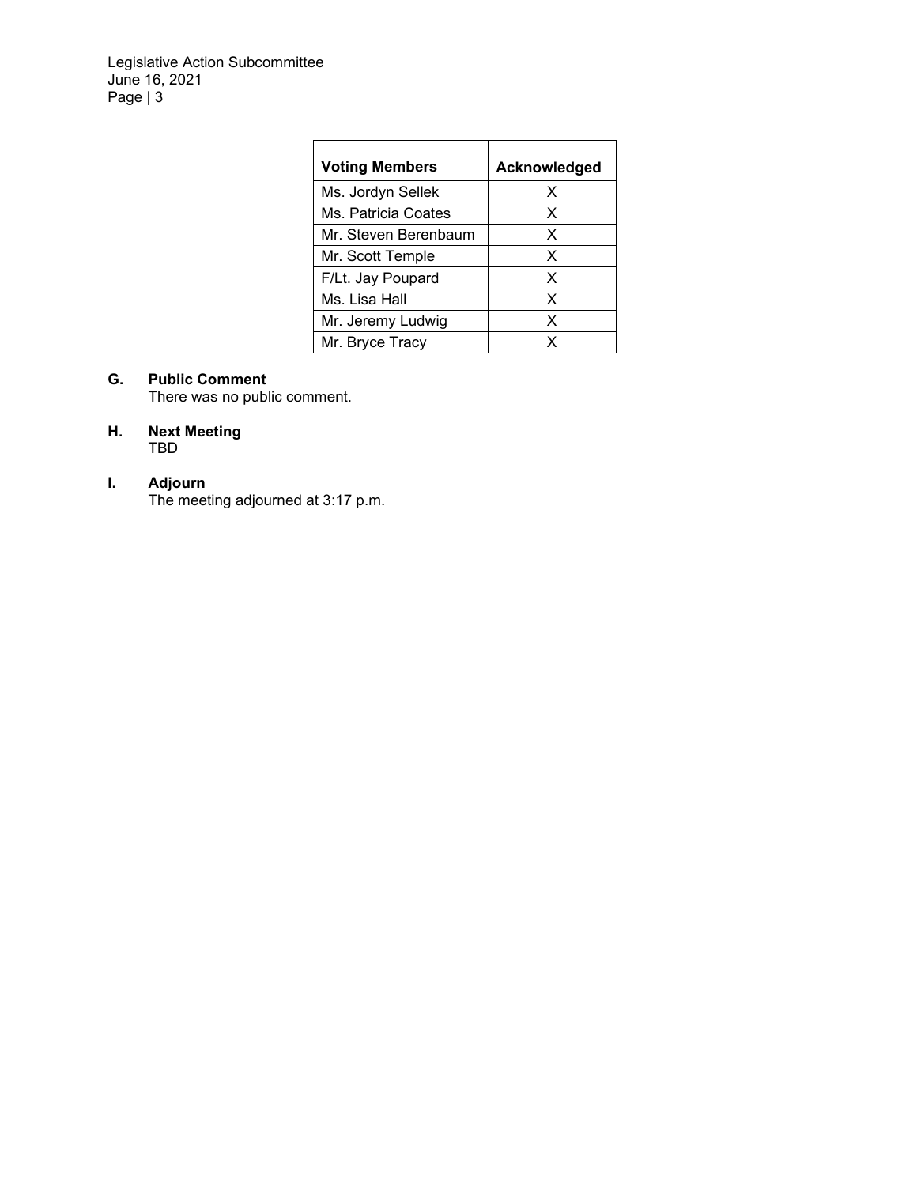| Voting Members | Acknowledged |
|---|---|
| Ms. Jordyn Sellek | X |
| Ms. Patricia Coates | X |
| Mr. Steven Berenbaum | X |
| Mr. Scott Temple | X |
| F/Lt. Jay Poupard | X |
| Ms. Lisa Hall | X |
| Mr. Jeremy Ludwig | X |
| Mr. Bryce Tracy | X |

**G. Public Comment**

There was no public comment.

**H. Next Meeting**

TBD

**I. Adjourn**

The meeting adjourned at 3:17 p.m.